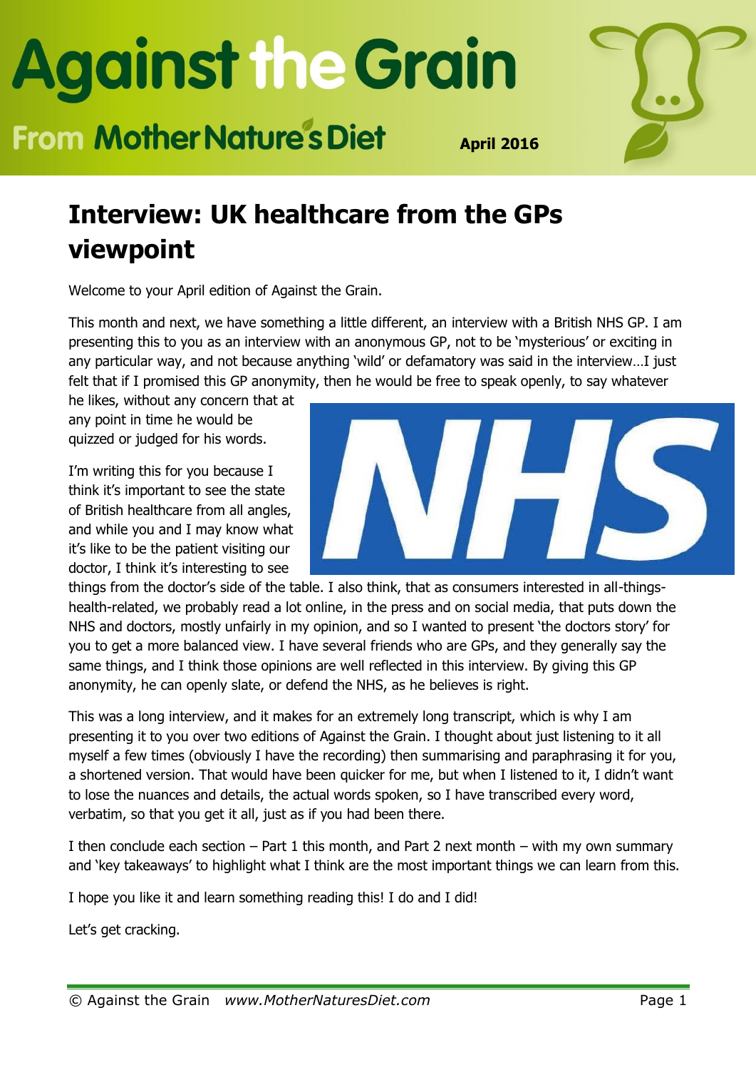# Against the Grain

From Mother Nature's Diet

April 2016

## Interview: UK healthcare from the GPs viewpoint

Welcome to your April edition of Against the Grain.

This month and next, we have something a little different, an interview with a British NHS GP. I am presenting this to you as an interview with an anonymous GP, not to be 'mysterious' or exciting in any particular way, and not because anything 'wild' or defamatory was said in the interview…I just felt that if I promised this GP anonymity, then he would be free to speak openly, to say whatever he likes, without any concern that at any point in time he would be quizzed or judged for his words.

I'm writing this for you because I think it's important to see the state of British healthcare from all angles, and while you and I may know what it's like to be the patient visiting our doctor, I think it's interesting to see things from the doctor's side of the table. I also think, that as consumers interested in all-things-health-related, we probably read a lot online, in the press and on social media, that puts down the NHS and doctors, mostly unfairly in my opinion, and so I wanted to present 'the doctors story' for you to get a more balanced view. I have several friends who are GPs, and they generally say the same things, and I think those opinions are well reflected in this interview. By giving this GP anonymity, he can openly slate, or defend the NHS, as he believes is right.

This was a long interview, and it makes for an extremely long transcript, which is why I am presenting it to you over two editions of Against the Grain. I thought about just listening to it all myself a few times (obviously I have the recording) then summarising and paraphrasing it for you, a shortened version. That would have been quicker for me, but when I listened to it, I didn't want to lose the nuances and details, the actual words spoken, so I have transcribed every word, verbatim, so that you get it all, just as if you had been there.

I then conclude each section – Part 1 this month, and Part 2 next month – with my own summary and 'key takeaways' to highlight what I think are the most important things we can learn from this.

I hope you like it and learn something reading this! I do and I did!

Let's get cracking.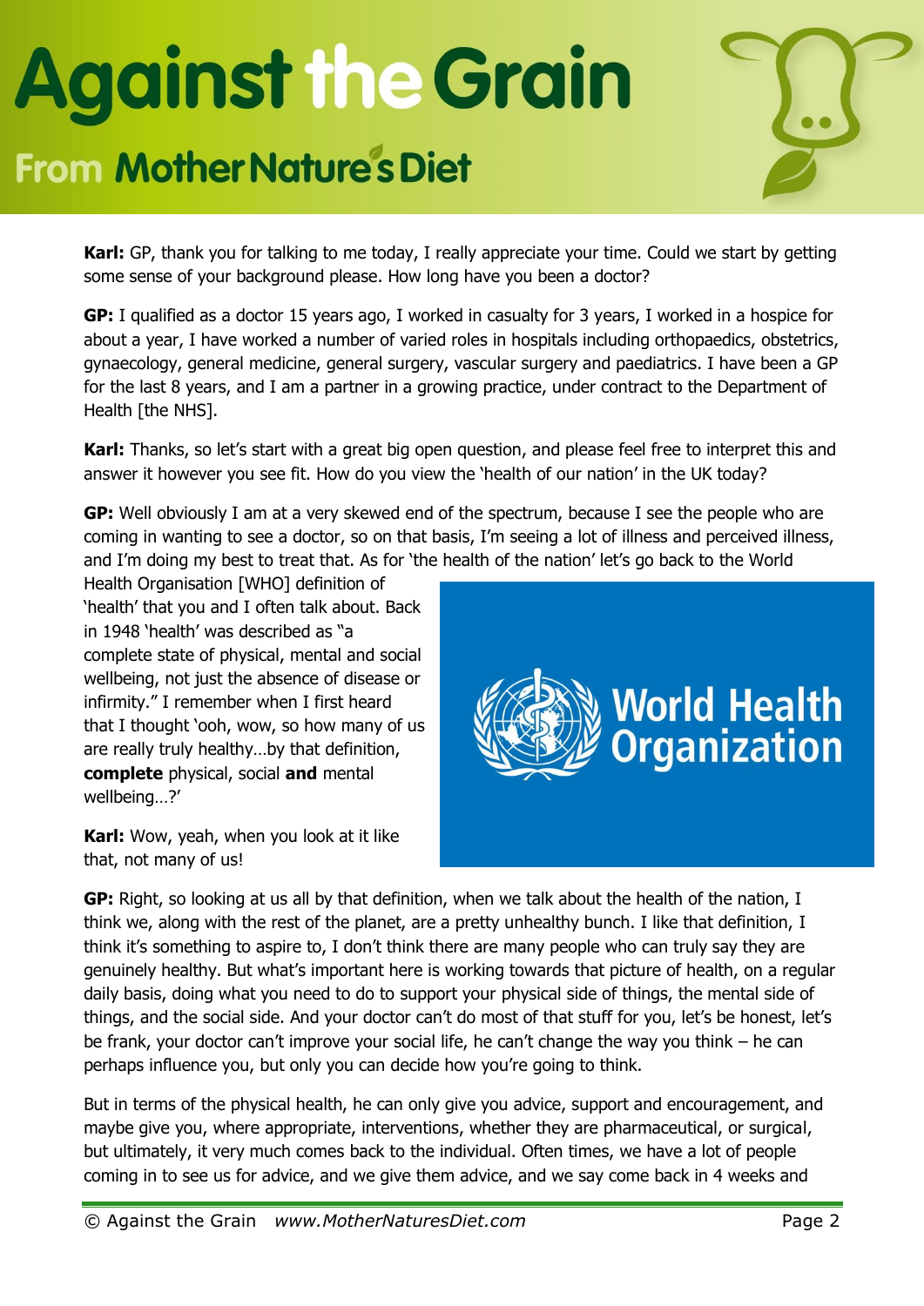**Karl:** GP, thank you for talking to me today, I really appreciate your time. Could we start by getting some sense of your background please. How long have you been a doctor?

**GP:** I qualified as a doctor 15 years ago, I worked in casualty for 3 years, I worked in a hospice for about a year, I have worked a number of varied roles in hospitals including orthopaedics, obstetrics, gynaecology, general medicine, general surgery, vascular surgery and paediatrics. I have been a GP for the last 8 years, and I am a partner in a growing practice, under contract to the Department of Health [the NHS].

**Karl:** Thanks, so let's start with a great big open question, and please feel free to interpret this and answer it however you see fit. How do you view the 'health of our nation' in the UK today?

**GP:** Well obviously I am at a very skewed end of the spectrum, because I see the people who are coming in wanting to see a doctor, so on that basis, I'm seeing a lot of illness and perceived illness, and I'm doing my best to treat that. As for 'the health of the nation' let's go back to the World Health Organisation [WHO] definition of 'health' that you and I often talk about. Back in 1948 'health' was described as "a complete state of physical, mental and social wellbeing, not just the absence of disease or infirmity." I remember when I first heard that I thought 'ooh, wow, so how many of us are really truly healthy…by that definition, **complete** physical, social **and** mental wellbeing…?'

**Karl:** Wow, yeah, when you look at it like that, not many of us!

**GP:** Right, so looking at us all by that definition, when we talk about the health of the nation, I think we, along with the rest of the planet, are a pretty unhealthy bunch. I like that definition, I think it's something to aspire to, I don't think there are many people who can truly say they are genuinely healthy. But what's important here is working towards that picture of health, on a regular daily basis, doing what you need to do to support your physical side of things, the mental side of things, and the social side. And your doctor can't do most of that stuff for you, let's be honest, let's be frank, your doctor can't improve your social life, he can't change the way you think – he can perhaps influence you, but only you can decide how you're going to think.

But in terms of the physical health, he can only give you advice, support and encouragement, and maybe give you, where appropriate, interventions, whether they are pharmaceutical, or surgical, but ultimately, it very much comes back to the individual. Often times, we have a lot of people coming in to see us for advice, and we give them advice, and we say come back in 4 weeks and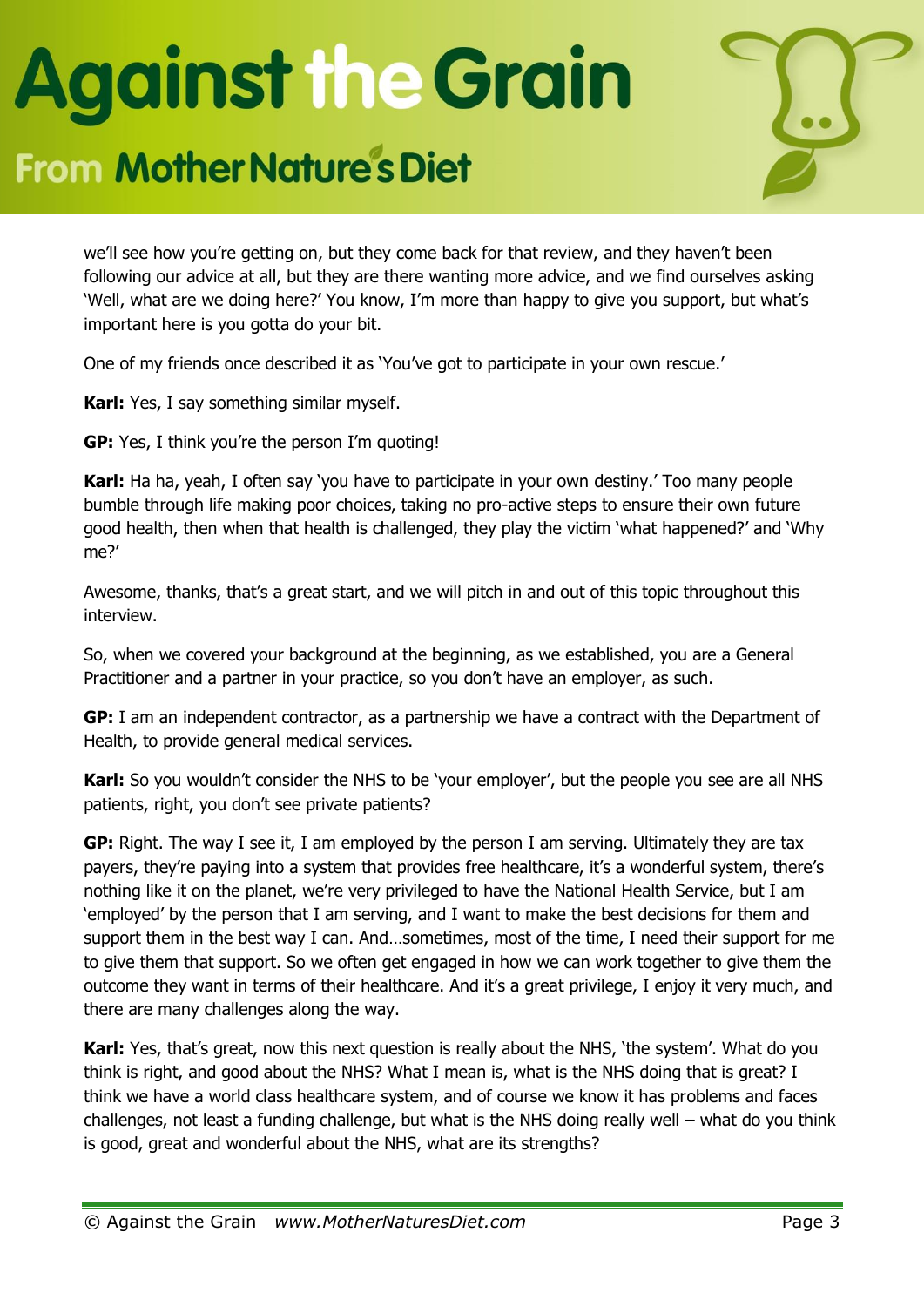we'll see how you're getting on, but they come back for that review, and they haven't been following our advice at all, but they are there wanting more advice, and we find ourselves asking 'Well, what are we doing here?' You know, I'm more than happy to give you support, but what's important here is you gotta do your bit.

One of my friends once described it as 'You've got to participate in your own rescue.'

**Karl:** Yes, I say something similar myself.

**GP:** Yes, I think you're the person I'm quoting!

**Karl:** Ha ha, yeah, I often say 'you have to participate in your own destiny.' Too many people bumble through life making poor choices, taking no pro-active steps to ensure their own future good health, then when that health is challenged, they play the victim 'what happened?' and 'Why me?'

Awesome, thanks, that's a great start, and we will pitch in and out of this topic throughout this interview.

So, when we covered your background at the beginning, as we established, you are a General Practitioner and a partner in your practice, so you don't have an employer, as such.

**GP:** I am an independent contractor, as a partnership we have a contract with the Department of Health, to provide general medical services.

**Karl:** So you wouldn't consider the NHS to be 'your employer', but the people you see are all NHS patients, right, you don't see private patients?

**GP:** Right. The way I see it, I am employed by the person I am serving. Ultimately they are tax payers, they're paying into a system that provides free healthcare, it's a wonderful system, there's nothing like it on the planet, we're very privileged to have the National Health Service, but I am 'employed' by the person that I am serving, and I want to make the best decisions for them and support them in the best way I can. And…sometimes, most of the time, I need their support for me to give them that support. So we often get engaged in how we can work together to give them the outcome they want in terms of their healthcare. And it's a great privilege, I enjoy it very much, and there are many challenges along the way.

**Karl:** Yes, that's great, now this next question is really about the NHS, 'the system'. What do you think is right, and good about the NHS? What I mean is, what is the NHS doing that is great? I think we have a world class healthcare system, and of course we know it has problems and faces challenges, not least a funding challenge, but what is the NHS doing really well – what do you think is good, great and wonderful about the NHS, what are its strengths?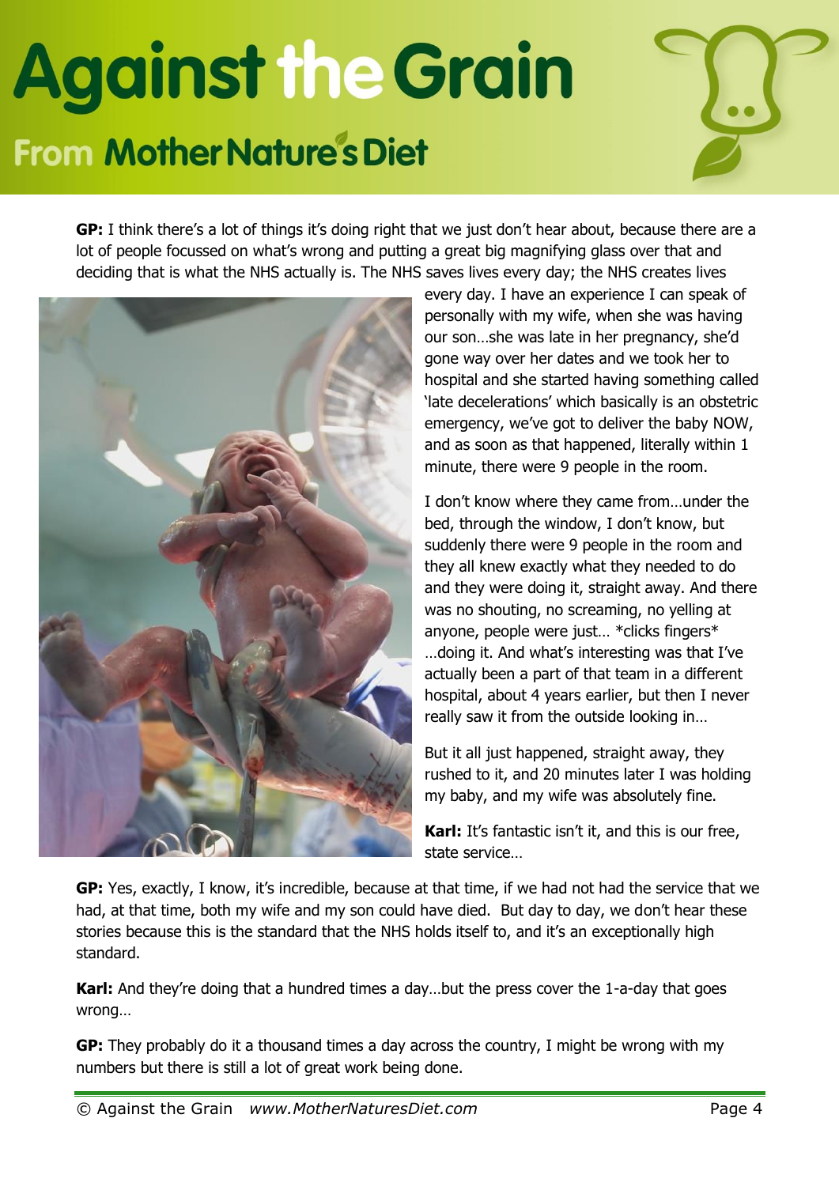**GP:** I think there's a lot of things it's doing right that we just don't hear about, because there are a lot of people focussed on what's wrong and putting a great big magnifying glass over that and deciding that is what the NHS actually is. The NHS saves lives every day; the NHS creates lives every day. I have an experience I can speak of personally with my wife, when she was having our son…she was late in her pregnancy, she'd gone way over her dates and we took her to hospital and she started having something called 'late decelerations' which basically is an obstetric emergency, we've got to deliver the baby NOW, and as soon as that happened, literally within 1 minute, there were 9 people in the room.

I don't know where they came from…under the bed, through the window, I don't know, but suddenly there were 9 people in the room and they all knew exactly what they needed to do and they were doing it, straight away. And there was no shouting, no screaming, no yelling at anyone, people were just… *clicks fingers* …doing it. And what's interesting was that I've actually been a part of that team in a different hospital, about 4 years earlier, but then I never really saw it from the outside looking in…

But it all just happened, straight away, they rushed to it, and 20 minutes later I was holding my baby, and my wife was absolutely fine.

**Karl:** It's fantastic isn't it, and this is our free, state service…

**GP:** Yes, exactly, I know, it's incredible, because at that time, if we had not had the service that we had, at that time, both my wife and my son could have died. But day to day, we don't hear these stories because this is the standard that the NHS holds itself to, and it's an exceptionally high standard.

**Karl:** And they're doing that a hundred times a day…but the press cover the 1-a-day that goes wrong…

**GP:** They probably do it a thousand times a day across the country, I might be wrong with my numbers but there is still a lot of great work being done.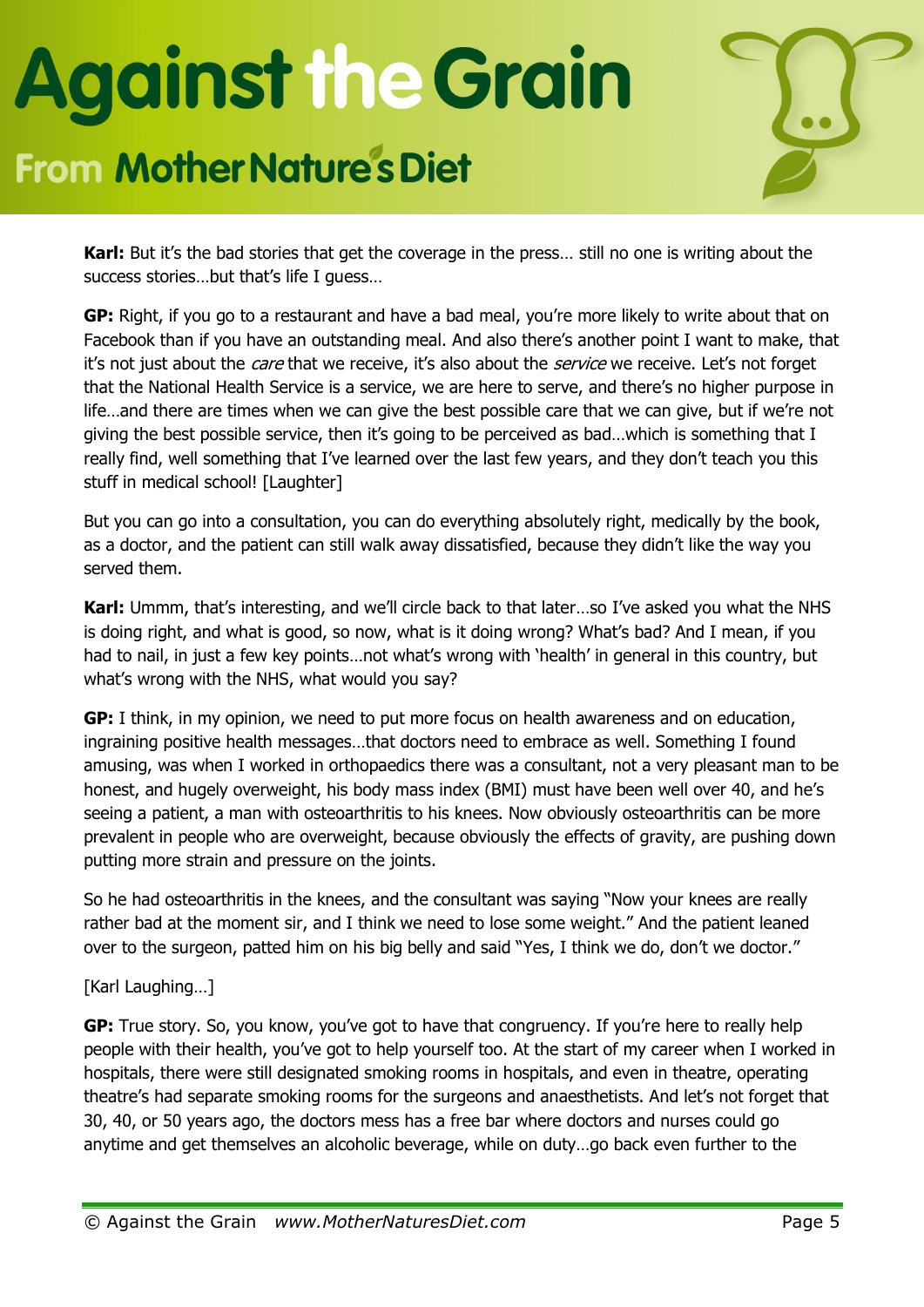**Karl:** But it's the bad stories that get the coverage in the press… still no one is writing about the success stories…but that's life I guess…

**GP:** Right, if you go to a restaurant and have a bad meal, you're more likely to write about that on Facebook than if you have an outstanding meal. And also there's another point I want to make, that it's not just about the *care* that we receive, it's also about the *service* we receive. Let's not forget that the National Health Service is a service, we are here to serve, and there's no higher purpose in life…and there are times when we can give the best possible care that we can give, but if we're not giving the best possible service, then it's going to be perceived as bad…which is something that I really find, well something that I've learned over the last few years, and they don't teach you this stuff in medical school! [Laughter]

But you can go into a consultation, you can do everything absolutely right, medically by the book, as a doctor, and the patient can still walk away dissatisfied, because they didn't like the way you served them.

**Karl:** Ummm, that's interesting, and we'll circle back to that later…so I've asked you what the NHS is doing right, and what is good, so now, what is it doing wrong? What's bad? And I mean, if you had to nail, in just a few key points…not what's wrong with 'health' in general in this country, but what's wrong with the NHS, what would you say?

**GP:** I think, in my opinion, we need to put more focus on health awareness and on education, ingraining positive health messages…that doctors need to embrace as well. Something I found amusing, was when I worked in orthopaedics there was a consultant, not a very pleasant man to be honest, and hugely overweight, his body mass index (BMI) must have been well over 40, and he's seeing a patient, a man with osteoarthritis to his knees. Now obviously osteoarthritis can be more prevalent in people who are overweight, because obviously the effects of gravity, are pushing down putting more strain and pressure on the joints.

So he had osteoarthritis in the knees, and the consultant was saying "Now your knees are really rather bad at the moment sir, and I think we need to lose some weight." And the patient leaned over to the surgeon, patted him on his big belly and said "Yes, I think we do, don't we doctor."

[Karl Laughing…]

**GP:** True story. So, you know, you've got to have that congruency. If you're here to really help people with their health, you've got to help yourself too. At the start of my career when I worked in hospitals, there were still designated smoking rooms in hospitals, and even in theatre, operating theatre's had separate smoking rooms for the surgeons and anaesthetists. And let's not forget that 30, 40, or 50 years ago, the doctors mess has a free bar where doctors and nurses could go anytime and get themselves an alcoholic beverage, while on duty…go back even further to the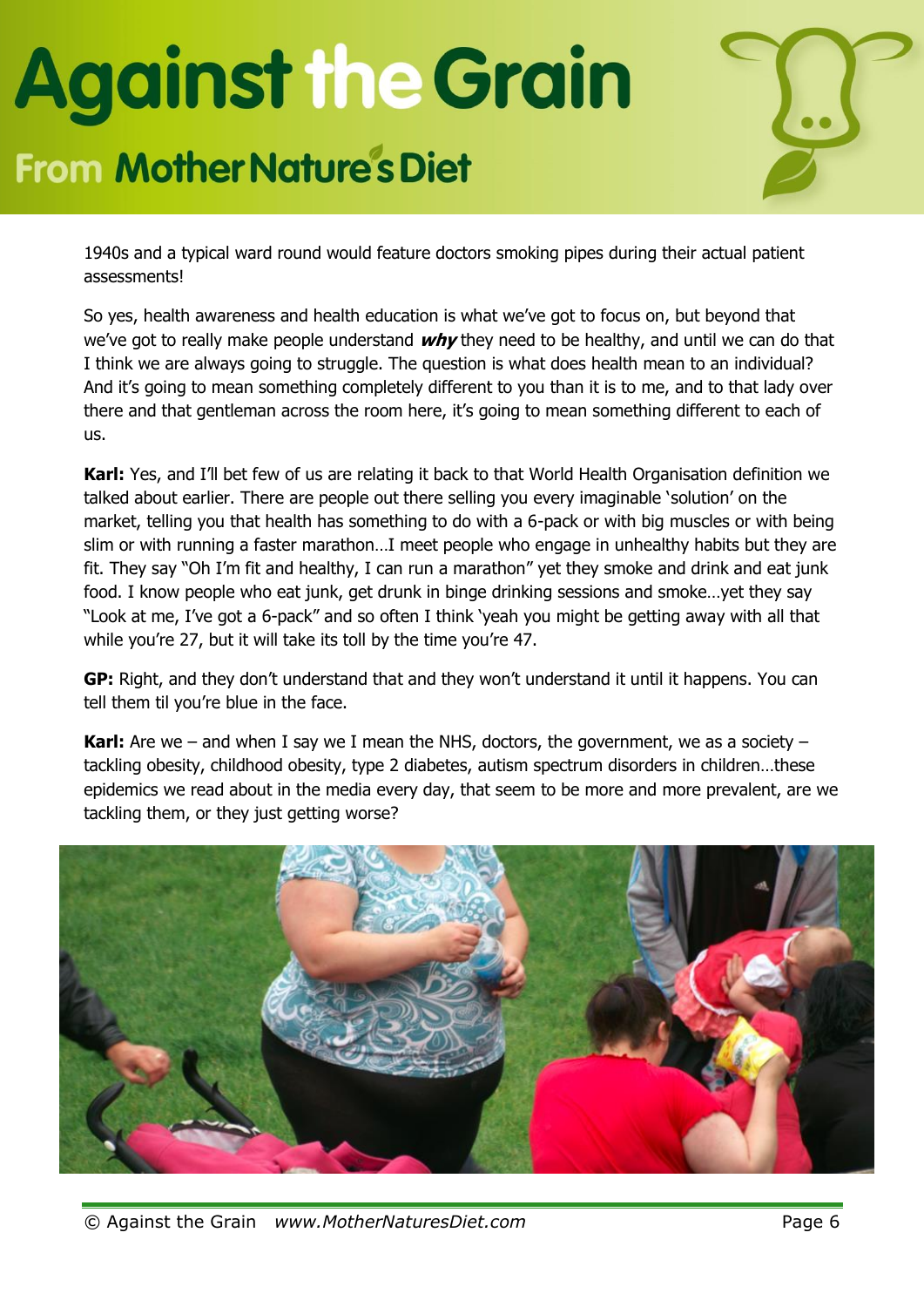1940s and a typical ward round would feature doctors smoking pipes during their actual patient assessments!

So yes, health awareness and health education is what we've got to focus on, but beyond that we've got to really make people understand ***why*** they need to be healthy, and until we can do that I think we are always going to struggle. The question is what does health mean to an individual? And it's going to mean something completely different to you than it is to me, and to that lady over there and that gentleman across the room here, it's going to mean something different to each of us.

**Karl:** Yes, and I'll bet few of us are relating it back to that World Health Organisation definition we talked about earlier. There are people out there selling you every imaginable 'solution' on the market, telling you that health has something to do with a 6-pack or with big muscles or with being slim or with running a faster marathon…I meet people who engage in unhealthy habits but they are fit. They say "Oh I'm fit and healthy, I can run a marathon" yet they smoke and drink and eat junk food. I know people who eat junk, get drunk in binge drinking sessions and smoke…yet they say "Look at me, I've got a 6-pack" and so often I think 'yeah you might be getting away with all that while you're 27, but it will take its toll by the time you're 47.

**GP:** Right, and they don't understand that and they won't understand it until it happens. You can tell them til you're blue in the face.

**Karl:** Are we – and when I say we I mean the NHS, doctors, the government, we as a society – tackling obesity, childhood obesity, type 2 diabetes, autism spectrum disorders in children…these epidemics we read about in the media every day, that seem to be more and more prevalent, are we tackling them, or they just getting worse?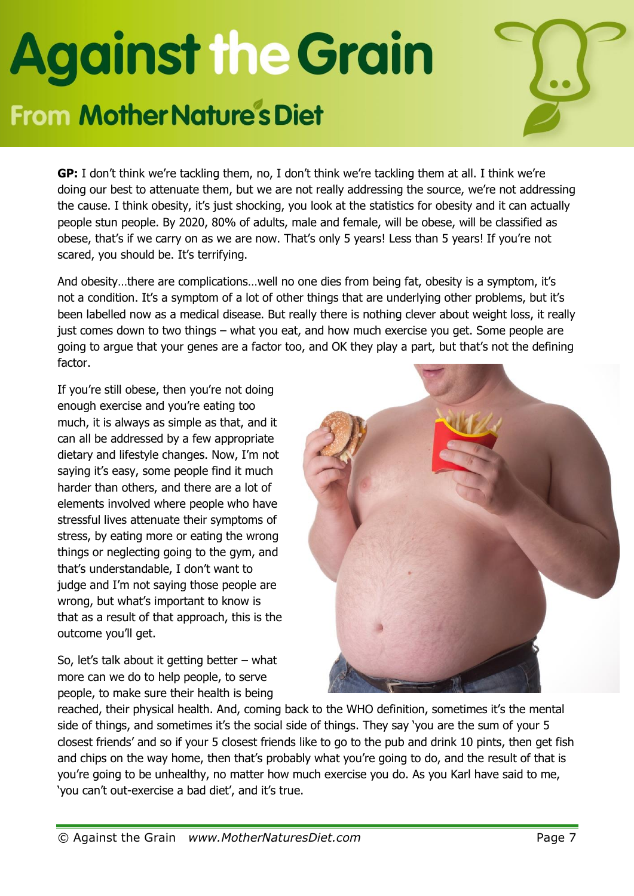**GP:** I don't think we're tackling them, no, I don't think we're tackling them at all. I think we're doing our best to attenuate them, but we are not really addressing the source, we're not addressing the cause. I think obesity, it's just shocking, you look at the statistics for obesity and it can actually people stun people. By 2020, 80% of adults, male and female, will be obese, will be classified as obese, that's if we carry on as we are now. That's only 5 years! Less than 5 years! If you're not scared, you should be. It's terrifying.

And obesity…there are complications…well no one dies from being fat, obesity is a symptom, it's not a condition. It's a symptom of a lot of other things that are underlying other problems, but it's been labelled now as a medical disease. But really there is nothing clever about weight loss, it really just comes down to two things – what you eat, and how much exercise you get. Some people are going to argue that your genes are a factor too, and OK they play a part, but that's not the defining factor.

If you're still obese, then you're not doing enough exercise and you're eating too much, it is always as simple as that, and it can all be addressed by a few appropriate dietary and lifestyle changes. Now, I'm not saying it's easy, some people find it much harder than others, and there are a lot of elements involved where people who have stressful lives attenuate their symptoms of stress, by eating more or eating the wrong things or neglecting going to the gym, and that's understandable, I don't want to judge and I'm not saying those people are wrong, but what's important to know is that as a result of that approach, this is the outcome you'll get.

So, let's talk about it getting better – what more can we do to help people, to serve people, to make sure their health is being reached, their physical health. And, coming back to the WHO definition, sometimes it's the mental side of things, and sometimes it's the social side of things. They say 'you are the sum of your 5 closest friends' and so if your 5 closest friends like to go to the pub and drink 10 pints, then get fish and chips on the way home, then that's probably what you're going to do, and the result of that is you're going to be unhealthy, no matter how much exercise you do. As you Karl have said to me, 'you can't out-exercise a bad diet', and it's true.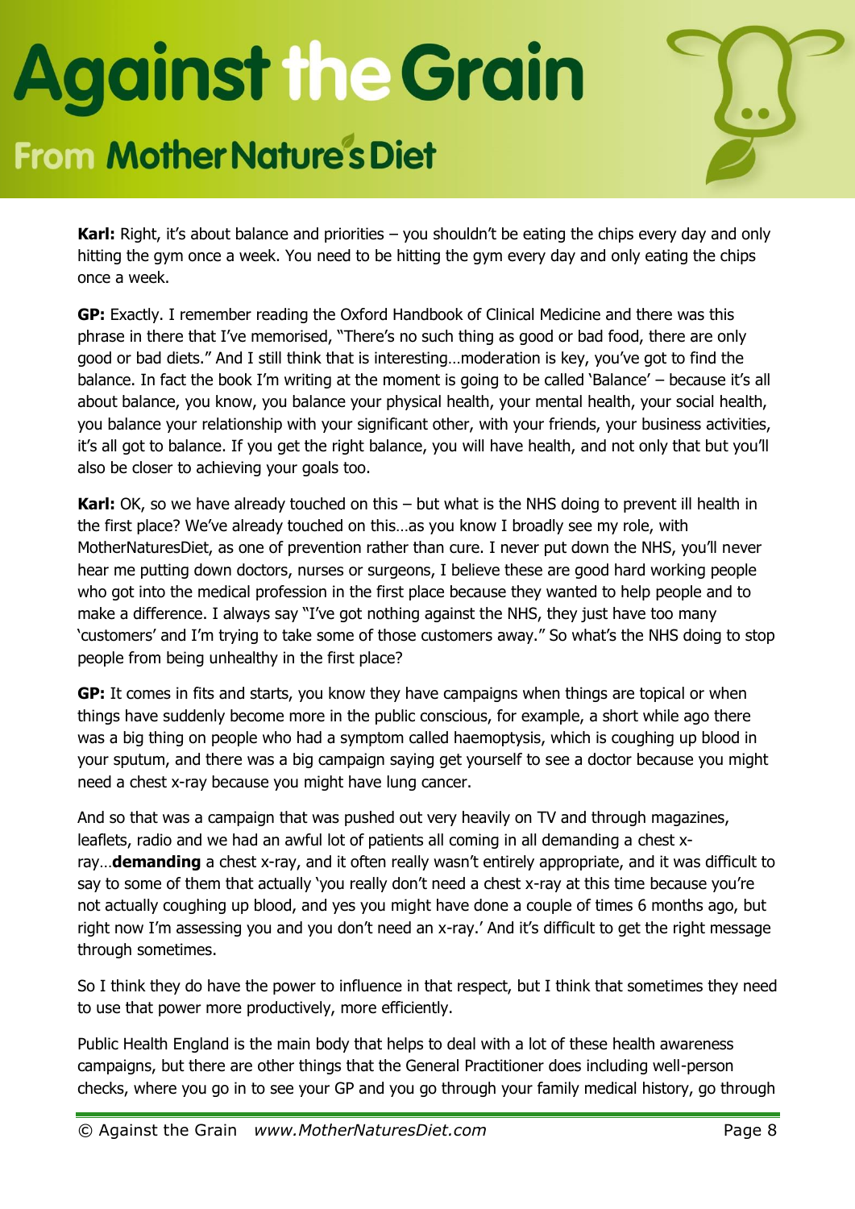**Karl:** Right, it's about balance and priorities – you shouldn't be eating the chips every day and only hitting the gym once a week. You need to be hitting the gym every day and only eating the chips once a week.

**GP:** Exactly. I remember reading the Oxford Handbook of Clinical Medicine and there was this phrase in there that I've memorised, "There's no such thing as good or bad food, there are only good or bad diets." And I still think that is interesting…moderation is key, you've got to find the balance. In fact the book I'm writing at the moment is going to be called 'Balance' – because it's all about balance, you know, you balance your physical health, your mental health, your social health, you balance your relationship with your significant other, with your friends, your business activities, it's all got to balance. If you get the right balance, you will have health, and not only that but you'll also be closer to achieving your goals too.

**Karl:** OK, so we have already touched on this – but what is the NHS doing to prevent ill health in the first place? We've already touched on this…as you know I broadly see my role, with MotherNaturesDiet, as one of prevention rather than cure. I never put down the NHS, you'll never hear me putting down doctors, nurses or surgeons, I believe these are good hard working people who got into the medical profession in the first place because they wanted to help people and to make a difference. I always say "I've got nothing against the NHS, they just have too many 'customers' and I'm trying to take some of those customers away." So what's the NHS doing to stop people from being unhealthy in the first place?

**GP:** It comes in fits and starts, you know they have campaigns when things are topical or when things have suddenly become more in the public conscious, for example, a short while ago there was a big thing on people who had a symptom called haemoptysis, which is coughing up blood in your sputum, and there was a big campaign saying get yourself to see a doctor because you might need a chest x-ray because you might have lung cancer.

And so that was a campaign that was pushed out very heavily on TV and through magazines, leaflets, radio and we had an awful lot of patients all coming in all demanding a chest x-ray…**demanding** a chest x-ray, and it often really wasn't entirely appropriate, and it was difficult to say to some of them that actually 'you really don't need a chest x-ray at this time because you're not actually coughing up blood, and yes you might have done a couple of times 6 months ago, but right now I'm assessing you and you don't need an x-ray.' And it's difficult to get the right message through sometimes.

So I think they do have the power to influence in that respect, but I think that sometimes they need to use that power more productively, more efficiently.

Public Health England is the main body that helps to deal with a lot of these health awareness campaigns, but there are other things that the General Practitioner does including well-person checks, where you go in to see your GP and you go through your family medical history, go through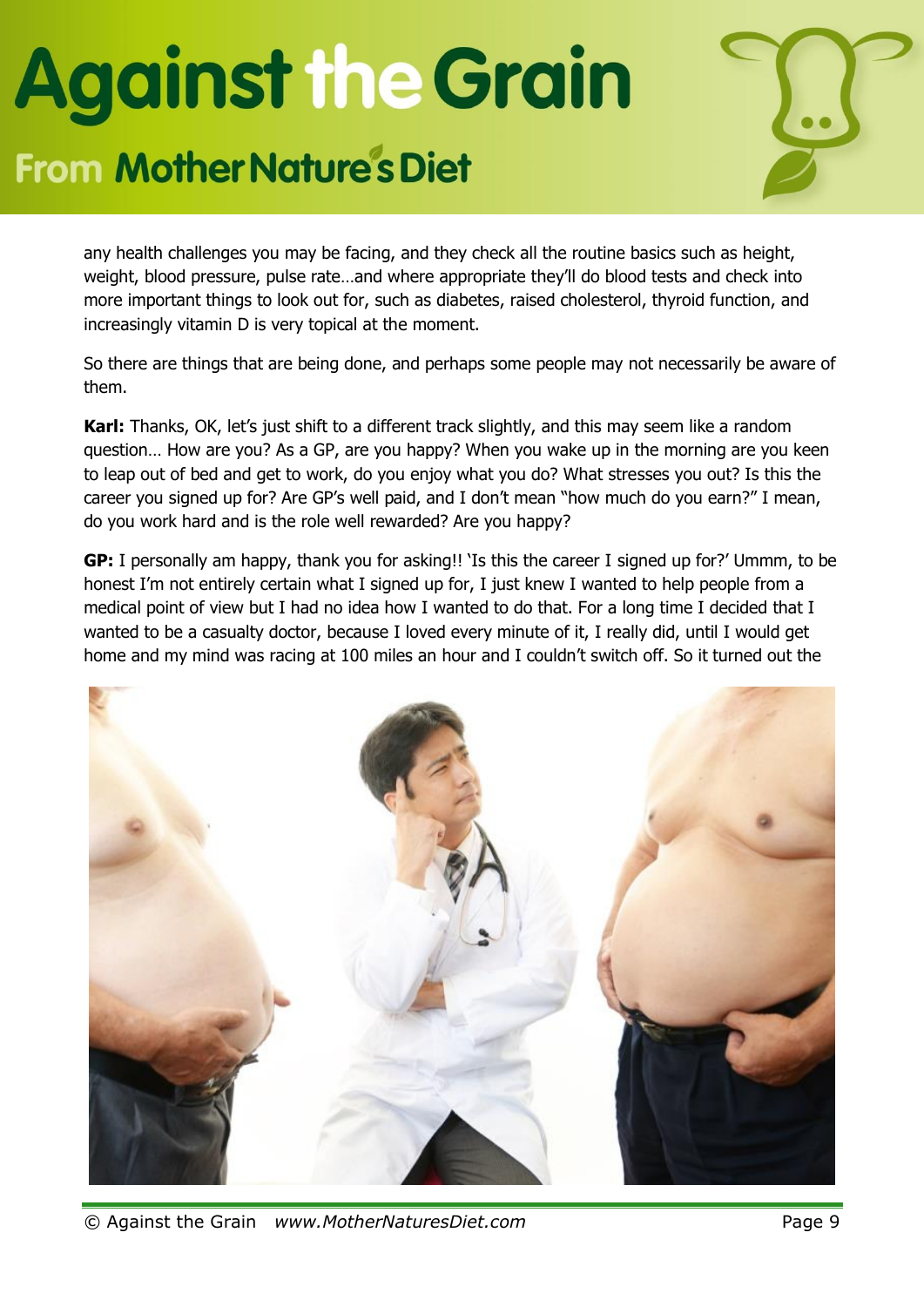any health challenges you may be facing, and they check all the routine basics such as height, weight, blood pressure, pulse rate…and where appropriate they'll do blood tests and check into more important things to look out for, such as diabetes, raised cholesterol, thyroid function, and increasingly vitamin D is very topical at the moment.

So there are things that are being done, and perhaps some people may not necessarily be aware of them.

**Karl:** Thanks, OK, let's just shift to a different track slightly, and this may seem like a random question… How are you? As a GP, are you happy? When you wake up in the morning are you keen to leap out of bed and get to work, do you enjoy what you do? What stresses you out? Is this the career you signed up for? Are GP's well paid, and I don't mean "how much do you earn?" I mean, do you work hard and is the role well rewarded? Are you happy?

**GP:** I personally am happy, thank you for asking!! 'Is this the career I signed up for?' Ummm, to be honest I'm not entirely certain what I signed up for, I just knew I wanted to help people from a medical point of view but I had no idea how I wanted to do that. For a long time I decided that I wanted to be a casualty doctor, because I loved every minute of it, I really did, until I would get home and my mind was racing at 100 miles an hour and I couldn't switch off. So it turned out the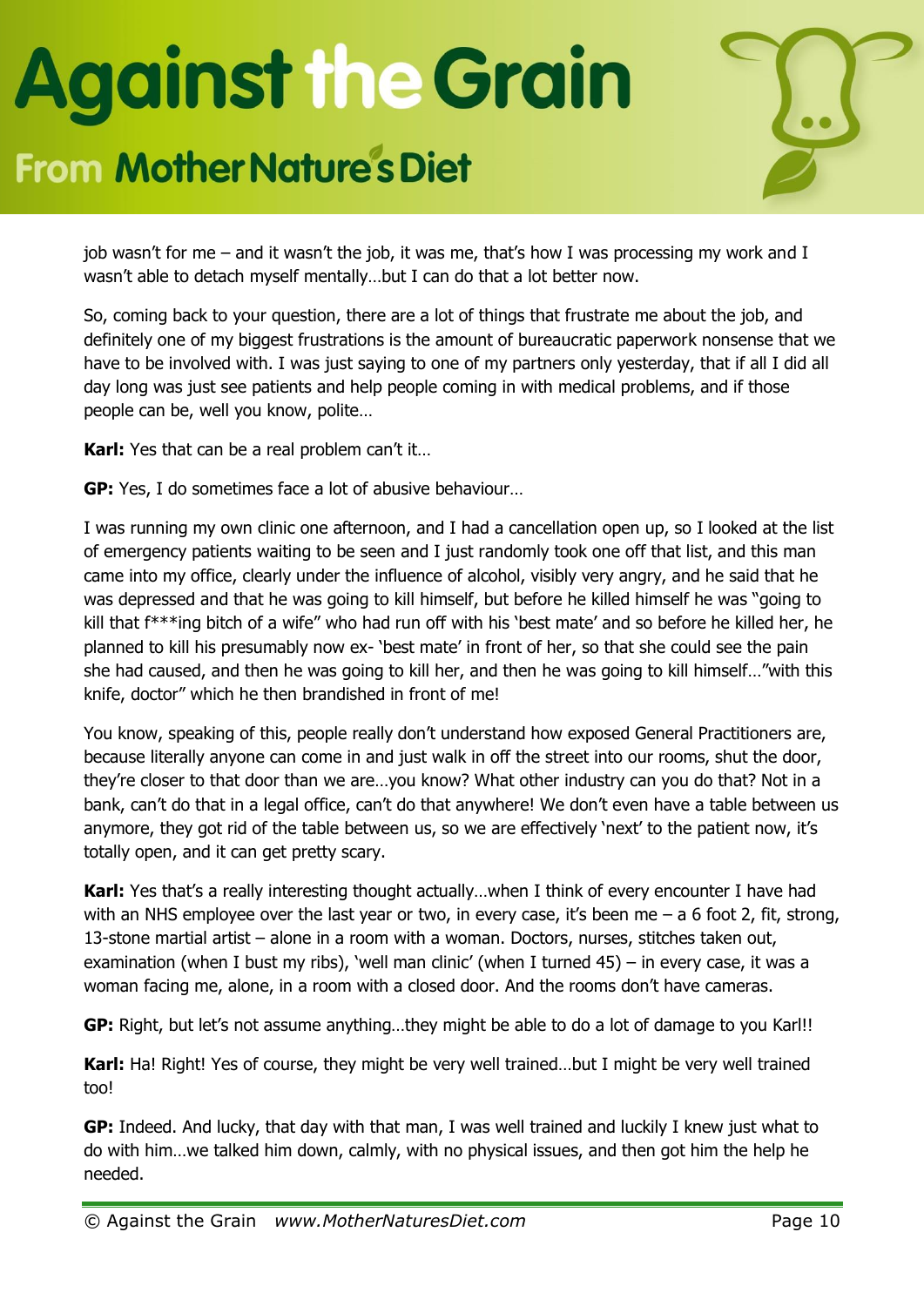job wasn't for me – and it wasn't the job, it was me, that's how I was processing my work and I wasn't able to detach myself mentally…but I can do that a lot better now.

So, coming back to your question, there are a lot of things that frustrate me about the job, and definitely one of my biggest frustrations is the amount of bureaucratic paperwork nonsense that we have to be involved with. I was just saying to one of my partners only yesterday, that if all I did all day long was just see patients and help people coming in with medical problems, and if those people can be, well you know, polite…

**Karl:** Yes that can be a real problem can't it…

**GP:** Yes, I do sometimes face a lot of abusive behaviour…

I was running my own clinic one afternoon, and I had a cancellation open up, so I looked at the list of emergency patients waiting to be seen and I just randomly took one off that list, and this man came into my office, clearly under the influence of alcohol, visibly very angry, and he said that he was depressed and that he was going to kill himself, but before he killed himself he was "going to kill that f***ing bitch of a wife" who had run off with his 'best mate' and so before he killed her, he planned to kill his presumably now ex- 'best mate' in front of her, so that she could see the pain she had caused, and then he was going to kill her, and then he was going to kill himself…"with this knife, doctor" which he then brandished in front of me!

You know, speaking of this, people really don't understand how exposed General Practitioners are, because literally anyone can come in and just walk in off the street into our rooms, shut the door, they're closer to that door than we are…you know? What other industry can you do that? Not in a bank, can't do that in a legal office, can't do that anywhere! We don't even have a table between us anymore, they got rid of the table between us, so we are effectively 'next' to the patient now, it's totally open, and it can get pretty scary.

**Karl:** Yes that's a really interesting thought actually…when I think of every encounter I have had with an NHS employee over the last year or two, in every case, it's been me – a 6 foot 2, fit, strong, 13-stone martial artist – alone in a room with a woman. Doctors, nurses, stitches taken out, examination (when I bust my ribs), 'well man clinic' (when I turned 45) – in every case, it was a woman facing me, alone, in a room with a closed door. And the rooms don't have cameras.

**GP:** Right, but let's not assume anything…they might be able to do a lot of damage to you Karl!!

**Karl:** Ha! Right! Yes of course, they might be very well trained…but I might be very well trained too!

**GP:** Indeed. And lucky, that day with that man, I was well trained and luckily I knew just what to do with him…we talked him down, calmly, with no physical issues, and then got him the help he needed.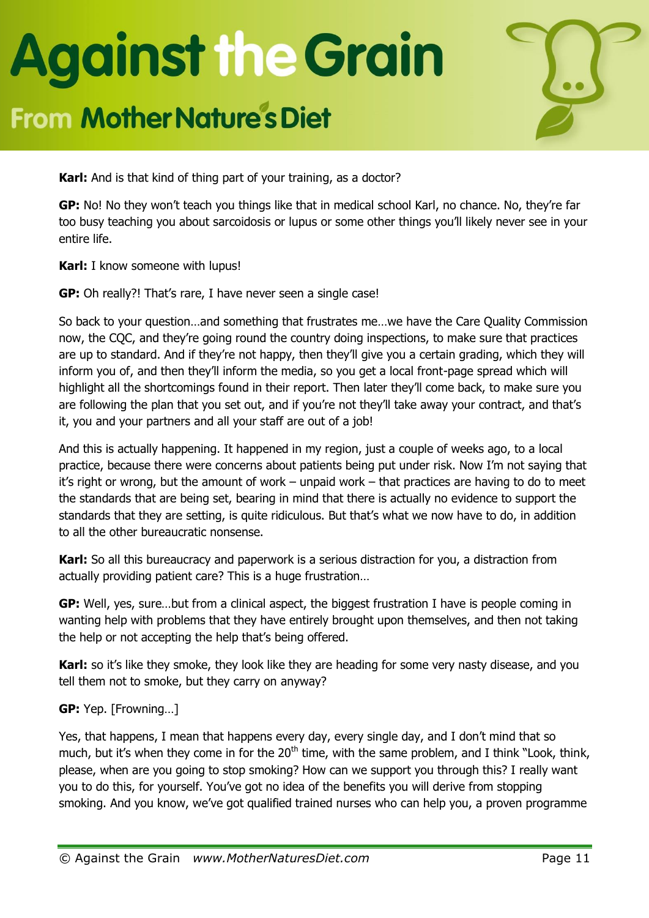**Karl:** And is that kind of thing part of your training, as a doctor?

**GP:** No! No they won't teach you things like that in medical school Karl, no chance. No, they're far too busy teaching you about sarcoidosis or lupus or some other things you'll likely never see in your entire life.

**Karl:** I know someone with lupus!

**GP:** Oh really?! That's rare, I have never seen a single case!

So back to your question…and something that frustrates me…we have the Care Quality Commission now, the CQC, and they're going round the country doing inspections, to make sure that practices are up to standard. And if they're not happy, then they'll give you a certain grading, which they will inform you of, and then they'll inform the media, so you get a local front-page spread which will highlight all the shortcomings found in their report. Then later they'll come back, to make sure you are following the plan that you set out, and if you're not they'll take away your contract, and that's it, you and your partners and all your staff are out of a job!

And this is actually happening. It happened in my region, just a couple of weeks ago, to a local practice, because there were concerns about patients being put under risk. Now I'm not saying that it's right or wrong, but the amount of work – unpaid work – that practices are having to do to meet the standards that are being set, bearing in mind that there is actually no evidence to support the standards that they are setting, is quite ridiculous. But that's what we now have to do, in addition to all the other bureaucratic nonsense.

**Karl:** So all this bureaucracy and paperwork is a serious distraction for you, a distraction from actually providing patient care? This is a huge frustration…

**GP:** Well, yes, sure…but from a clinical aspect, the biggest frustration I have is people coming in wanting help with problems that they have entirely brought upon themselves, and then not taking the help or not accepting the help that's being offered.

**Karl:** so it's like they smoke, they look like they are heading for some very nasty disease, and you tell them not to smoke, but they carry on anyway?

**GP:** Yep. [Frowning…]

Yes, that happens, I mean that happens every day, every single day, and I don't mind that so much, but it's when they come in for the 20th time, with the same problem, and I think "Look, think, please, when are you going to stop smoking? How can we support you through this? I really want you to do this, for yourself. You've got no idea of the benefits you will derive from stopping smoking. And you know, we've got qualified trained nurses who can help you, a proven programme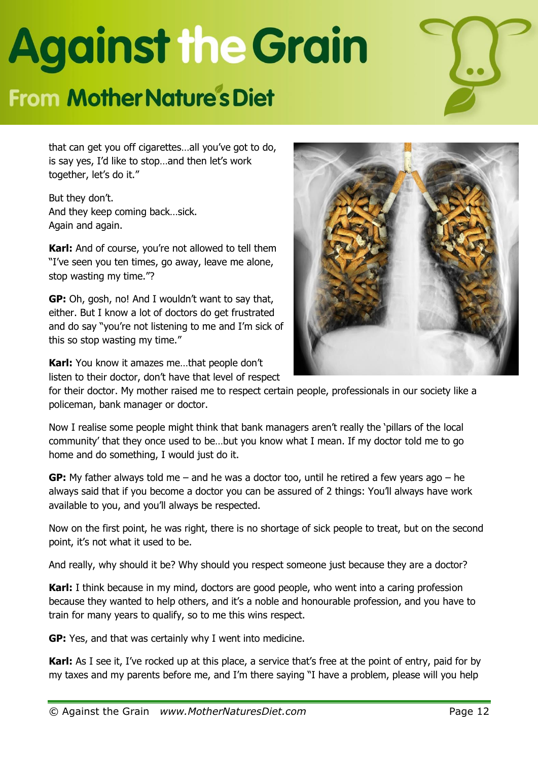that can get you off cigarettes…all you've got to do, is say yes, I'd like to stop…and then let's work together, let's do it."

But they don't.
And they keep coming back…sick.
Again and again.

**Karl:** And of course, you're not allowed to tell them "I've seen you ten times, go away, leave me alone, stop wasting my time."?

**GP:** Oh, gosh, no! And I wouldn't want to say that, either. But I know a lot of doctors do get frustrated and do say "you're not listening to me and I'm sick of this so stop wasting my time."

**Karl:** You know it amazes me…that people don't listen to their doctor, don't have that level of respect for their doctor. My mother raised me to respect certain people, professionals in our society like a policeman, bank manager or doctor.

Now I realise some people might think that bank managers aren't really the 'pillars of the local community' that they once used to be…but you know what I mean. If my doctor told me to go home and do something, I would just do it.

**GP:** My father always told me – and he was a doctor too, until he retired a few years ago – he always said that if you become a doctor you can be assured of 2 things: You'll always have work available to you, and you'll always be respected.

Now on the first point, he was right, there is no shortage of sick people to treat, but on the second point, it's not what it used to be.

And really, why should it be? Why should you respect someone just because they are a doctor?

**Karl:** I think because in my mind, doctors are good people, who went into a caring profession because they wanted to help others, and it's a noble and honourable profession, and you have to train for many years to qualify, so to me this wins respect.

**GP:** Yes, and that was certainly why I went into medicine.

**Karl:** As I see it, I've rocked up at this place, a service that's free at the point of entry, paid for by my taxes and my parents before me, and I'm there saying "I have a problem, please will you help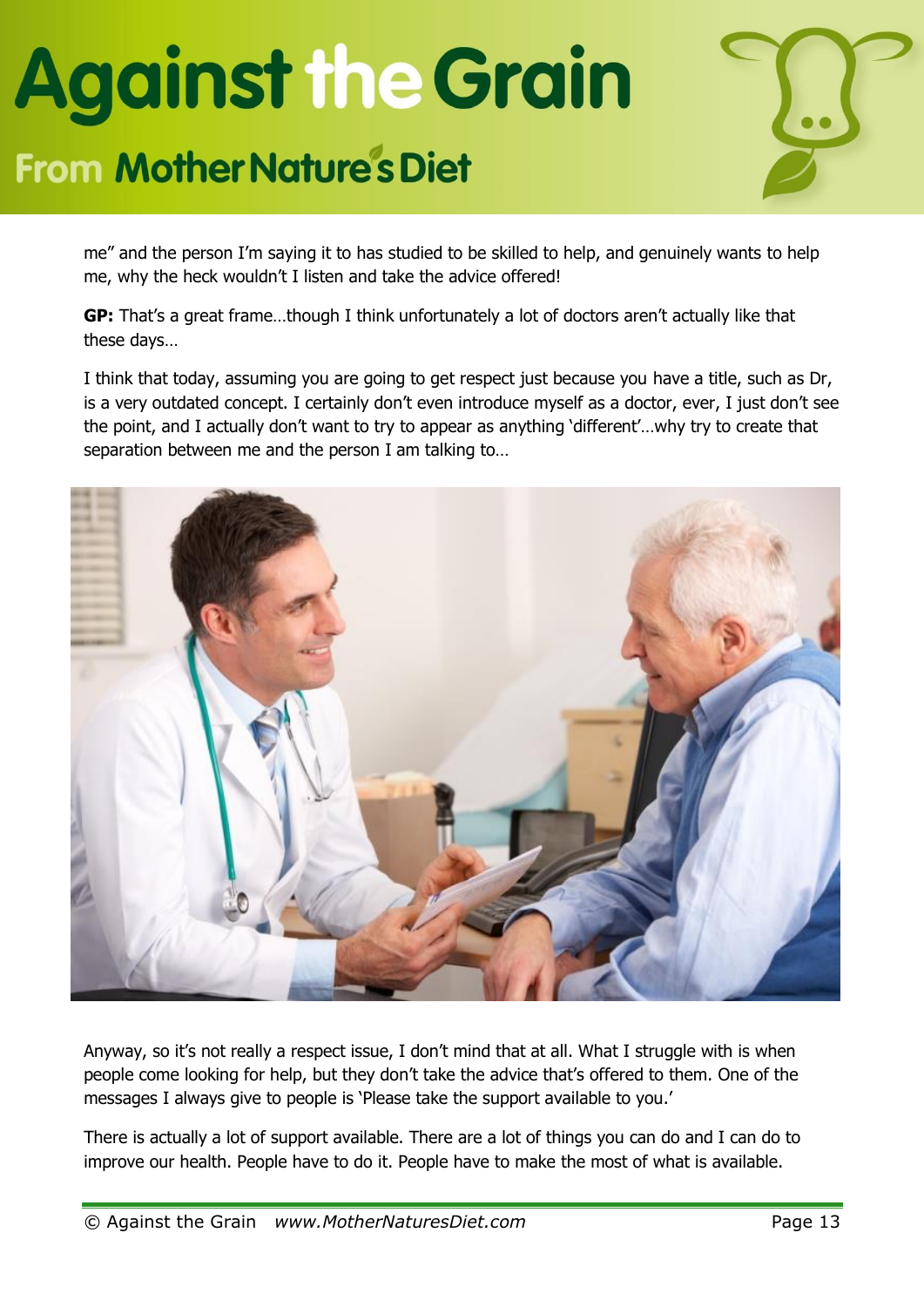me" and the person I'm saying it to has studied to be skilled to help, and genuinely wants to help me, why the heck wouldn't I listen and take the advice offered!

**GP:** That's a great frame…though I think unfortunately a lot of doctors aren't actually like that these days…

I think that today, assuming you are going to get respect just because you have a title, such as Dr, is a very outdated concept. I certainly don't even introduce myself as a doctor, ever, I just don't see the point, and I actually don't want to try to appear as anything 'different'…why try to create that separation between me and the person I am talking to…

Anyway, so it's not really a respect issue, I don't mind that at all. What I struggle with is when people come looking for help, but they don't take the advice that's offered to them. One of the messages I always give to people is 'Please take the support available to you.'

There is actually a lot of support available. There are a lot of things you can do and I can do to improve our health. People have to do it. People have to make the most of what is available.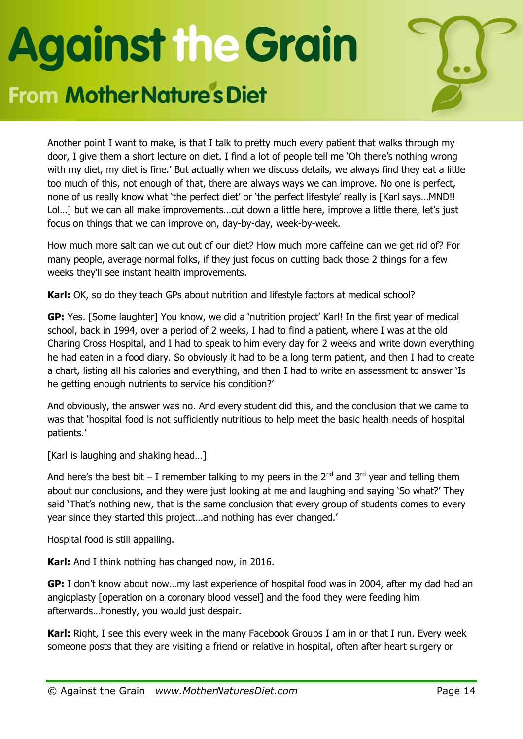Another point I want to make, is that I talk to pretty much every patient that walks through my door, I give them a short lecture on diet. I find a lot of people tell me 'Oh there's nothing wrong with my diet, my diet is fine.' But actually when we discuss details, we always find they eat a little too much of this, not enough of that, there are always ways we can improve. No one is perfect, none of us really know what 'the perfect diet' or 'the perfect lifestyle' really is [Karl says…MND!! Lol…] but we can all make improvements…cut down a little here, improve a little there, let's just focus on things that we can improve on, day-by-day, week-by-week.

How much more salt can we cut out of our diet? How much more caffeine can we get rid of? For many people, average normal folks, if they just focus on cutting back those 2 things for a few weeks they'll see instant health improvements.

**Karl:** OK, so do they teach GPs about nutrition and lifestyle factors at medical school?

**GP:** Yes. [Some laughter] You know, we did a 'nutrition project' Karl! In the first year of medical school, back in 1994, over a period of 2 weeks, I had to find a patient, where I was at the old Charing Cross Hospital, and I had to speak to him every day for 2 weeks and write down everything he had eaten in a food diary. So obviously it had to be a long term patient, and then I had to create a chart, listing all his calories and everything, and then I had to write an assessment to answer 'Is he getting enough nutrients to service his condition?'

And obviously, the answer was no. And every student did this, and the conclusion that we came to was that 'hospital food is not sufficiently nutritious to help meet the basic health needs of hospital patients.'

[Karl is laughing and shaking head…]

And here's the best bit – I remember talking to my peers in the 2nd and 3rd year and telling them about our conclusions, and they were just looking at me and laughing and saying 'So what?' They said 'That's nothing new, that is the same conclusion that every group of students comes to every year since they started this project…and nothing has ever changed.'

Hospital food is still appalling.

**Karl:** And I think nothing has changed now, in 2016.

**GP:** I don't know about now…my last experience of hospital food was in 2004, after my dad had an angioplasty [operation on a coronary blood vessel] and the food they were feeding him afterwards…honestly, you would just despair.

**Karl:** Right, I see this every week in the many Facebook Groups I am in or that I run. Every week someone posts that they are visiting a friend or relative in hospital, often after heart surgery or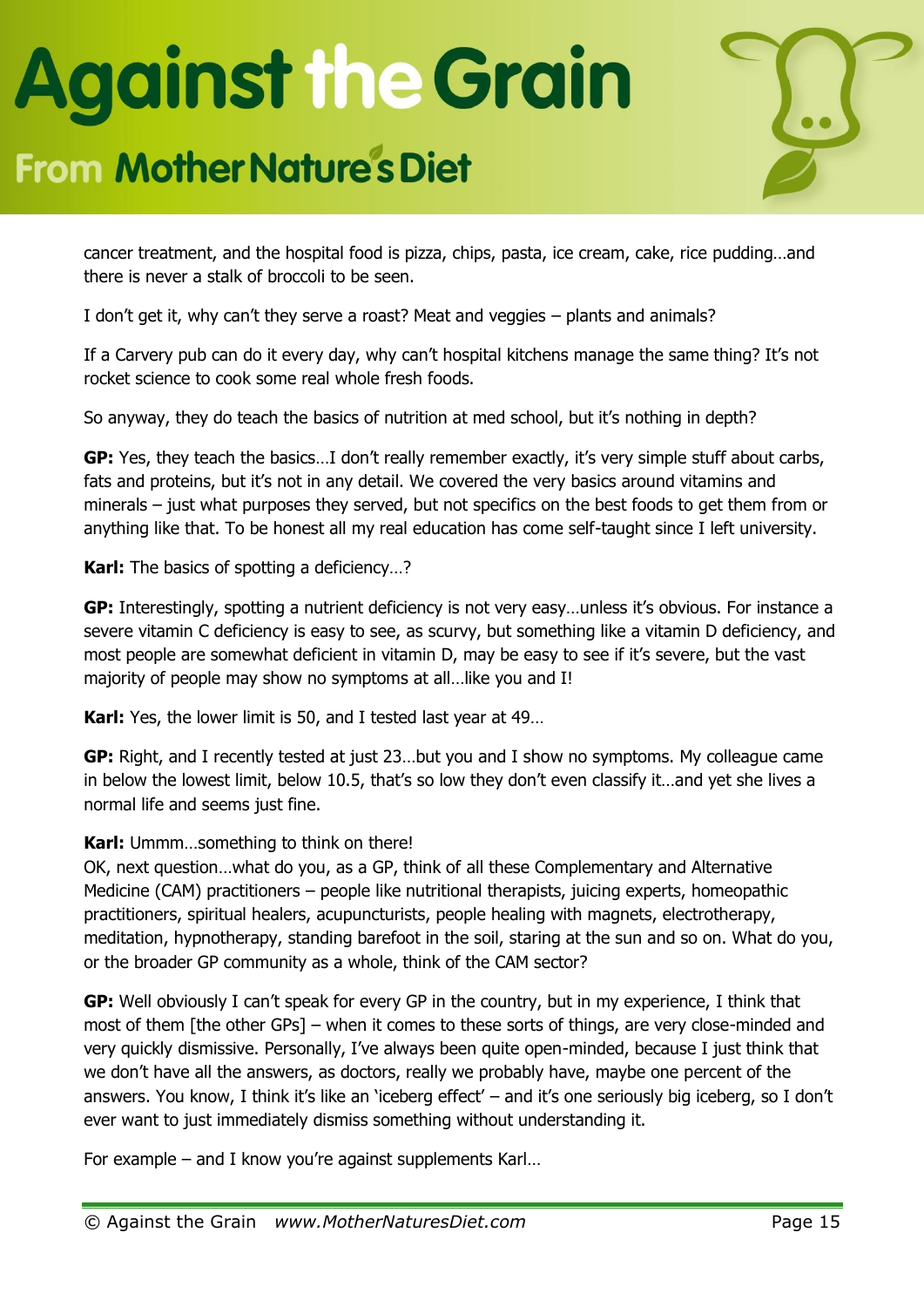cancer treatment, and the hospital food is pizza, chips, pasta, ice cream, cake, rice pudding…and there is never a stalk of broccoli to be seen.

I don't get it, why can't they serve a roast? Meat and veggies – plants and animals?

If a Carvery pub can do it every day, why can't hospital kitchens manage the same thing? It's not rocket science to cook some real whole fresh foods.

So anyway, they do teach the basics of nutrition at med school, but it's nothing in depth?

**GP:** Yes, they teach the basics…I don't really remember exactly, it's very simple stuff about carbs, fats and proteins, but it's not in any detail. We covered the very basics around vitamins and minerals – just what purposes they served, but not specifics on the best foods to get them from or anything like that. To be honest all my real education has come self-taught since I left university.

**Karl:** The basics of spotting a deficiency…?

**GP:** Interestingly, spotting a nutrient deficiency is not very easy…unless it's obvious. For instance a severe vitamin C deficiency is easy to see, as scurvy, but something like a vitamin D deficiency, and most people are somewhat deficient in vitamin D, may be easy to see if it's severe, but the vast majority of people may show no symptoms at all…like you and I!

**Karl:** Yes, the lower limit is 50, and I tested last year at 49…

**GP:** Right, and I recently tested at just 23…but you and I show no symptoms. My colleague came in below the lowest limit, below 10.5, that's so low they don't even classify it…and yet she lives a normal life and seems just fine.

**Karl:** Ummm…something to think on there!
OK, next question…what do you, as a GP, think of all these Complementary and Alternative Medicine (CAM) practitioners – people like nutritional therapists, juicing experts, homeopathic practitioners, spiritual healers, acupuncturists, people healing with magnets, electrotherapy, meditation, hypnotherapy, standing barefoot in the soil, staring at the sun and so on. What do you, or the broader GP community as a whole, think of the CAM sector?

**GP:** Well obviously I can't speak for every GP in the country, but in my experience, I think that most of them [the other GPs] – when it comes to these sorts of things, are very close-minded and very quickly dismissive. Personally, I've always been quite open-minded, because I just think that we don't have all the answers, as doctors, really we probably have, maybe one percent of the answers. You know, I think it's like an 'iceberg effect' – and it's one seriously big iceberg, so I don't ever want to just immediately dismiss something without understanding it.

For example – and I know you're against supplements Karl…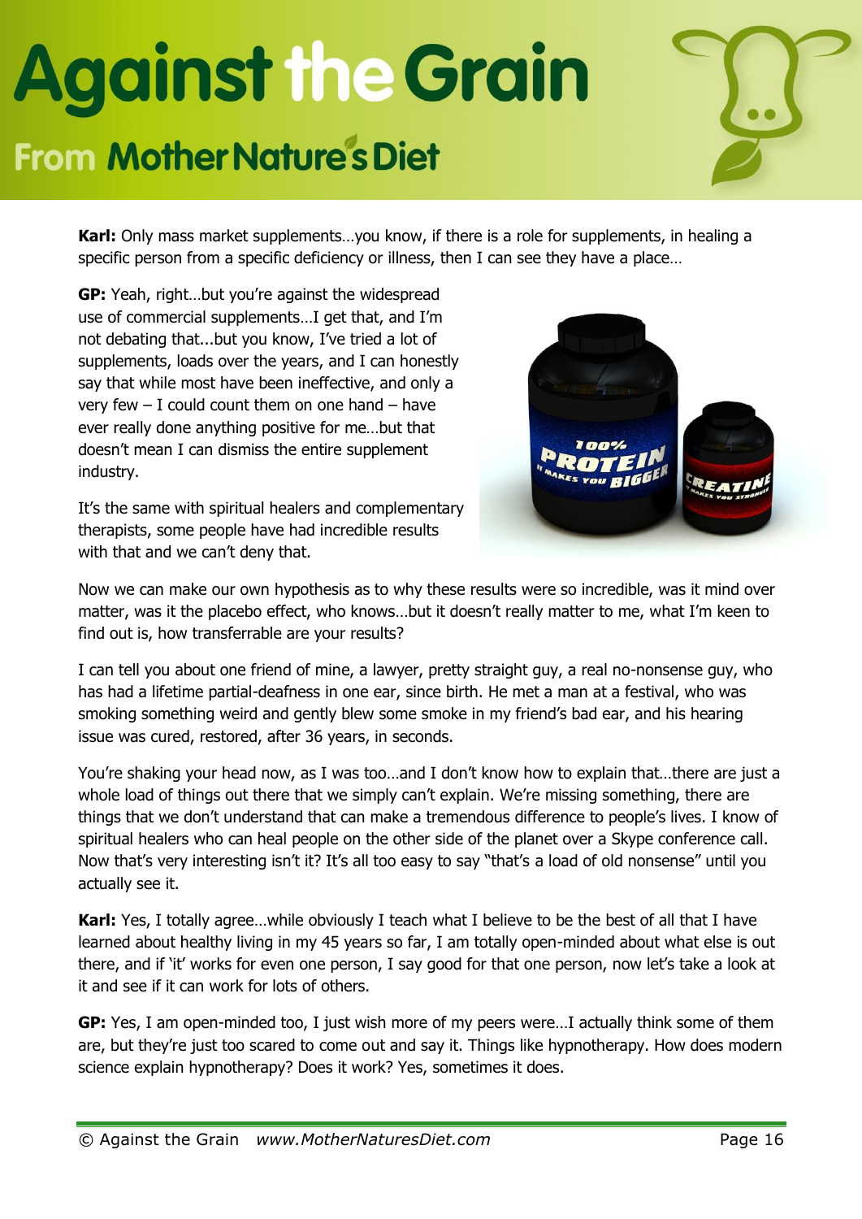**Karl:** Only mass market supplements…you know, if there is a role for supplements, in healing a specific person from a specific deficiency or illness, then I can see they have a place…

**GP:** Yeah, right…but you're against the widespread use of commercial supplements…I get that, and I'm not debating that...but you know, I've tried a lot of supplements, loads over the years, and I can honestly say that while most have been ineffective, and only a very few – I could count them on one hand – have ever really done anything positive for me…but that doesn't mean I can dismiss the entire supplement industry.

It's the same with spiritual healers and complementary therapists, some people have had incredible results with that and we can't deny that.

Now we can make our own hypothesis as to why these results were so incredible, was it mind over matter, was it the placebo effect, who knows…but it doesn't really matter to me, what I'm keen to find out is, how transferrable are your results?

I can tell you about one friend of mine, a lawyer, pretty straight guy, a real no-nonsense guy, who has had a lifetime partial-deafness in one ear, since birth. He met a man at a festival, who was smoking something weird and gently blew some smoke in my friend's bad ear, and his hearing issue was cured, restored, after 36 years, in seconds.

You're shaking your head now, as I was too…and I don't know how to explain that…there are just a whole load of things out there that we simply can't explain. We're missing something, there are things that we don't understand that can make a tremendous difference to people's lives. I know of spiritual healers who can heal people on the other side of the planet over a Skype conference call. Now that's very interesting isn't it? It's all too easy to say "that's a load of old nonsense" until you actually see it.

**Karl:** Yes, I totally agree…while obviously I teach what I believe to be the best of all that I have learned about healthy living in my 45 years so far, I am totally open-minded about what else is out there, and if 'it' works for even one person, I say good for that one person, now let's take a look at it and see if it can work for lots of others.

**GP:** Yes, I am open-minded too, I just wish more of my peers were…I actually think some of them are, but they're just too scared to come out and say it. Things like hypnotherapy. How does modern science explain hypnotherapy? Does it work? Yes, sometimes it does.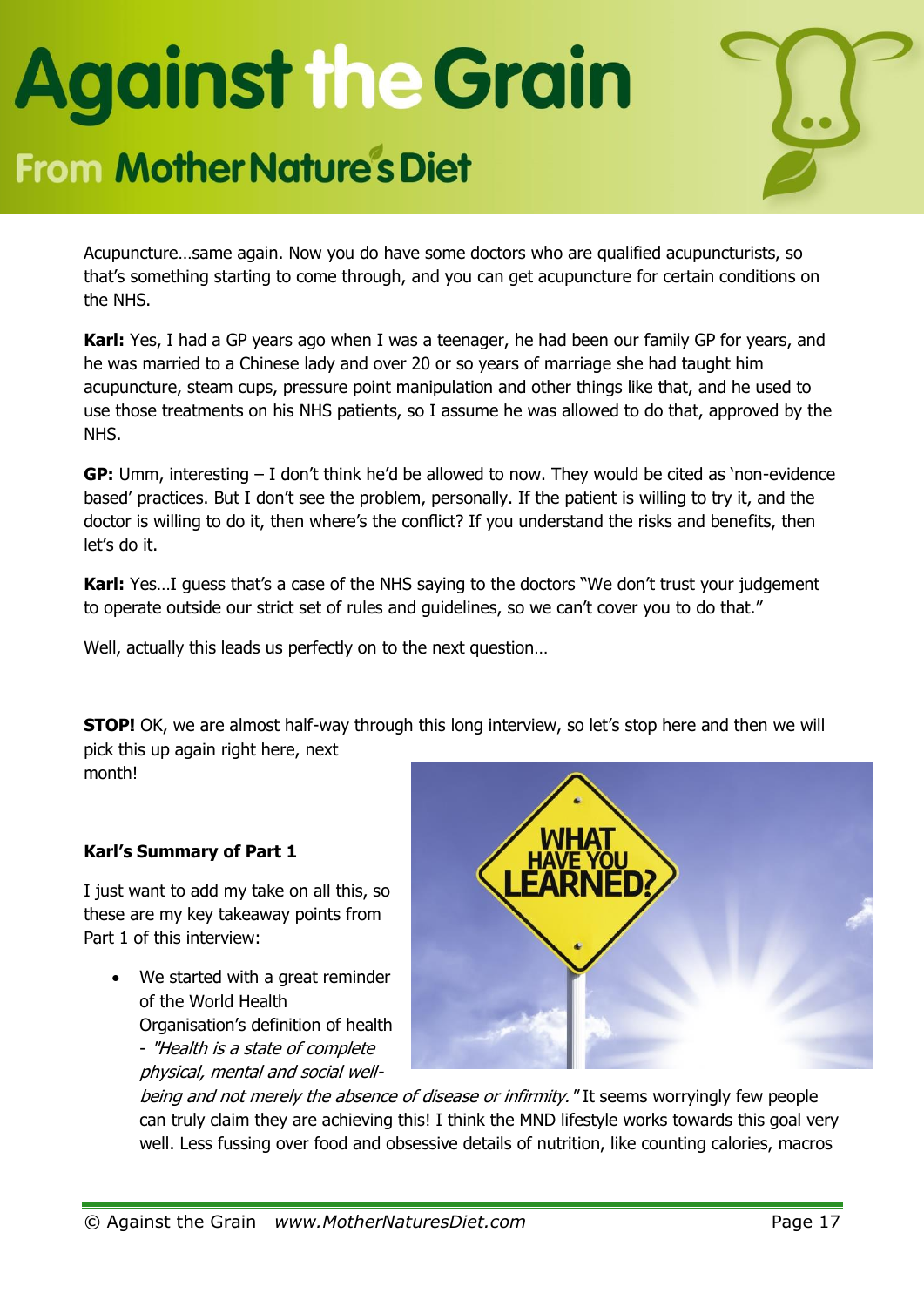Acupuncture…same again. Now you do have some doctors who are qualified acupuncturists, so that's something starting to come through, and you can get acupuncture for certain conditions on the NHS.

**Karl:** Yes, I had a GP years ago when I was a teenager, he had been our family GP for years, and he was married to a Chinese lady and over 20 or so years of marriage she had taught him acupuncture, steam cups, pressure point manipulation and other things like that, and he used to use those treatments on his NHS patients, so I assume he was allowed to do that, approved by the NHS.

**GP:** Umm, interesting – I don't think he'd be allowed to now. They would be cited as 'non-evidence based' practices. But I don't see the problem, personally. If the patient is willing to try it, and the doctor is willing to do it, then where's the conflict? If you understand the risks and benefits, then let's do it.

**Karl:** Yes…I guess that's a case of the NHS saying to the doctors "We don't trust your judgement to operate outside our strict set of rules and guidelines, so we can't cover you to do that."

Well, actually this leads us perfectly on to the next question…

**STOP!** OK, we are almost half-way through this long interview, so let's stop here and then we will pick this up again right here, next month!

**Karl's Summary of Part 1**

I just want to add my take on all this, so these are my key takeaway points from Part 1 of this interview:

- We started with a great reminder of the World Health Organisation's definition of health - *"Health is a state of complete physical, mental and social well-being and not merely the absence of disease or infirmity."* It seems worryingly few people can truly claim they are achieving this! I think the MND lifestyle works towards this goal very well. Less fussing over food and obsessive details of nutrition, like counting calories, macros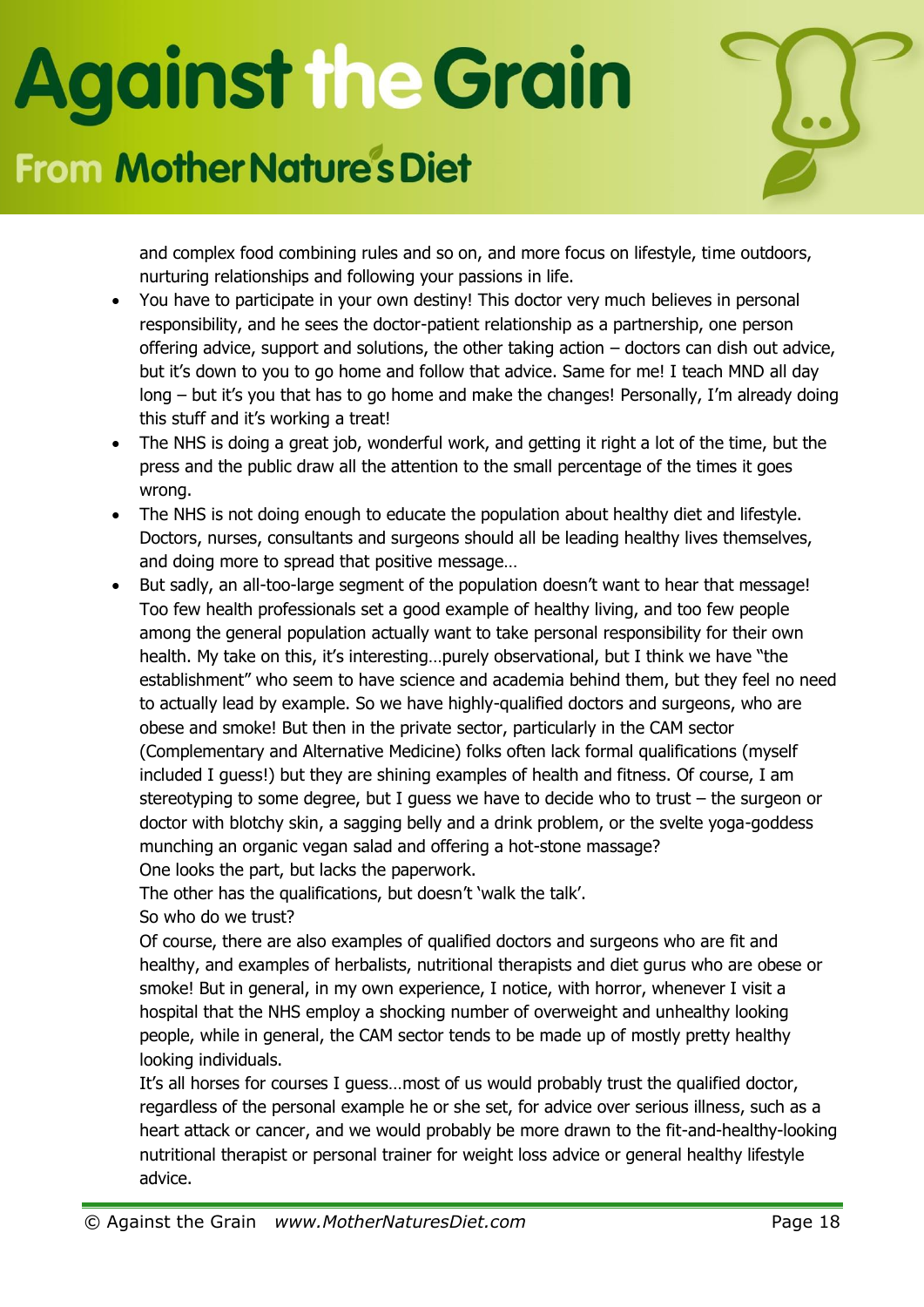and complex food combining rules and so on, and more focus on lifestyle, time outdoors, nurturing relationships and following your passions in life.

- You have to participate in your own destiny! This doctor very much believes in personal responsibility, and he sees the doctor-patient relationship as a partnership, one person offering advice, support and solutions, the other taking action – doctors can dish out advice, but it's down to you to go home and follow that advice. Same for me! I teach MND all day long – but it's you that has to go home and make the changes! Personally, I'm already doing this stuff and it's working a treat!
- The NHS is doing a great job, wonderful work, and getting it right a lot of the time, but the press and the public draw all the attention to the small percentage of the times it goes wrong.
- The NHS is not doing enough to educate the population about healthy diet and lifestyle. Doctors, nurses, consultants and surgeons should all be leading healthy lives themselves, and doing more to spread that positive message…
- But sadly, an all-too-large segment of the population doesn't want to hear that message! Too few health professionals set a good example of healthy living, and too few people among the general population actually want to take personal responsibility for their own health. My take on this, it's interesting…purely observational, but I think we have "the establishment" who seem to have science and academia behind them, but they feel no need to actually lead by example. So we have highly-qualified doctors and surgeons, who are obese and smoke! But then in the private sector, particularly in the CAM sector (Complementary and Alternative Medicine) folks often lack formal qualifications (myself included I guess!) but they are shining examples of health and fitness. Of course, I am stereotyping to some degree, but I guess we have to decide who to trust – the surgeon or doctor with blotchy skin, a sagging belly and a drink problem, or the svelte yoga-goddess munching an organic vegan salad and offering a hot-stone massage?

  One looks the part, but lacks the paperwork.

  The other has the qualifications, but doesn't 'walk the talk'.

  So who do we trust?

  Of course, there are also examples of qualified doctors and surgeons who are fit and healthy, and examples of herbalists, nutritional therapists and diet gurus who are obese or smoke! But in general, in my own experience, I notice, with horror, whenever I visit a hospital that the NHS employ a shocking number of overweight and unhealthy looking people, while in general, the CAM sector tends to be made up of mostly pretty healthy looking individuals.

  It's all horses for courses I guess…most of us would probably trust the qualified doctor, regardless of the personal example he or she set, for advice over serious illness, such as a heart attack or cancer, and we would probably be more drawn to the fit-and-healthy-looking nutritional therapist or personal trainer for weight loss advice or general healthy lifestyle advice.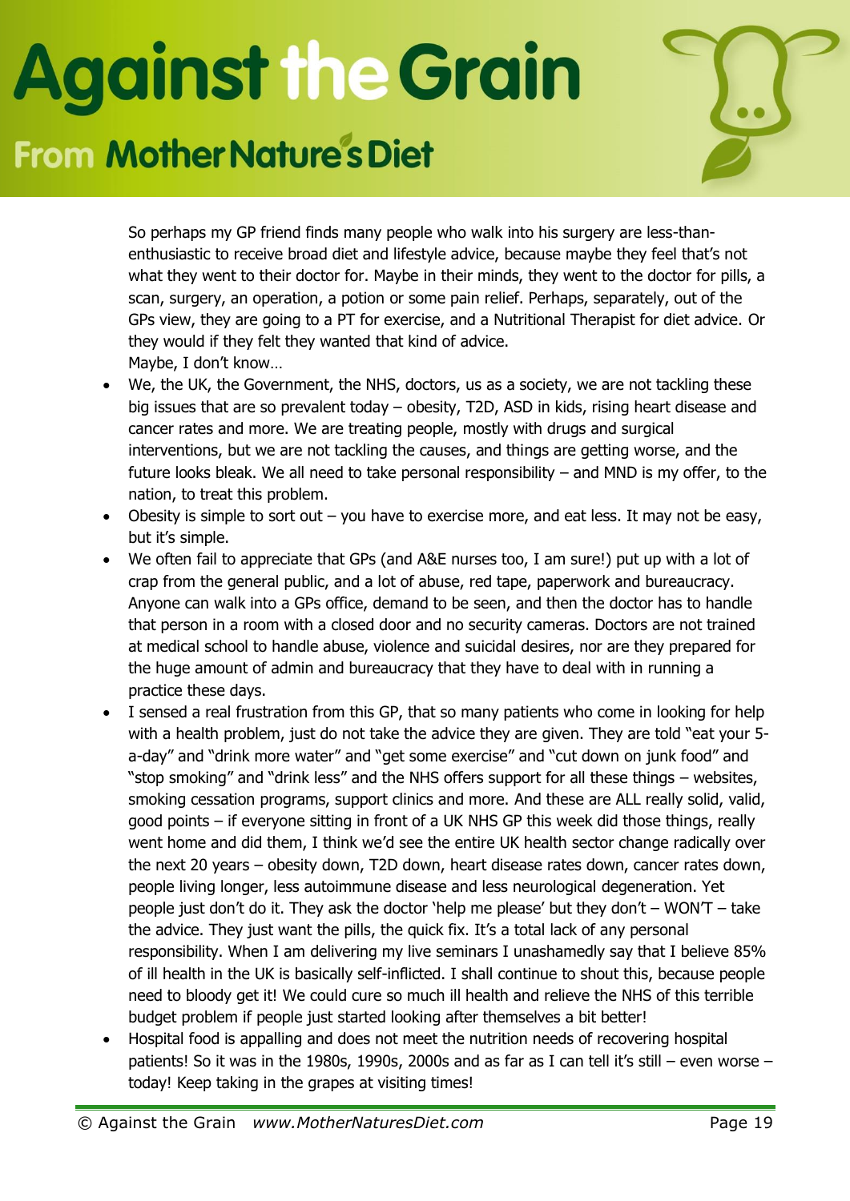So perhaps my GP friend finds many people who walk into his surgery are less-than-enthusiastic to receive broad diet and lifestyle advice, because maybe they feel that's not what they went to their doctor for. Maybe in their minds, they went to the doctor for pills, a scan, surgery, an operation, a potion or some pain relief. Perhaps, separately, out of the GPs view, they are going to a PT for exercise, and a Nutritional Therapist for diet advice. Or they would if they felt they wanted that kind of advice.
Maybe, I don't know…

- We, the UK, the Government, the NHS, doctors, us as a society, we are not tackling these big issues that are so prevalent today – obesity, T2D, ASD in kids, rising heart disease and cancer rates and more. We are treating people, mostly with drugs and surgical interventions, but we are not tackling the causes, and things are getting worse, and the future looks bleak. We all need to take personal responsibility – and MND is my offer, to the nation, to treat this problem.
- Obesity is simple to sort out – you have to exercise more, and eat less. It may not be easy, but it's simple.
- We often fail to appreciate that GPs (and A&E nurses too, I am sure!) put up with a lot of crap from the general public, and a lot of abuse, red tape, paperwork and bureaucracy. Anyone can walk into a GPs office, demand to be seen, and then the doctor has to handle that person in a room with a closed door and no security cameras. Doctors are not trained at medical school to handle abuse, violence and suicidal desires, nor are they prepared for the huge amount of admin and bureaucracy that they have to deal with in running a practice these days.
- I sensed a real frustration from this GP, that so many patients who come in looking for help with a health problem, just do not take the advice they are given. They are told "eat your 5-a-day" and "drink more water" and "get some exercise" and "cut down on junk food" and "stop smoking" and "drink less" and the NHS offers support for all these things – websites, smoking cessation programs, support clinics and more. And these are ALL really solid, valid, good points – if everyone sitting in front of a UK NHS GP this week did those things, really went home and did them, I think we'd see the entire UK health sector change radically over the next 20 years – obesity down, T2D down, heart disease rates down, cancer rates down, people living longer, less autoimmune disease and less neurological degeneration. Yet people just don't do it. They ask the doctor 'help me please' but they don't – WON'T – take the advice. They just want the pills, the quick fix. It's a total lack of any personal responsibility. When I am delivering my live seminars I unashamedly say that I believe 85% of ill health in the UK is basically self-inflicted. I shall continue to shout this, because people need to bloody get it! We could cure so much ill health and relieve the NHS of this terrible budget problem if people just started looking after themselves a bit better!
- Hospital food is appalling and does not meet the nutrition needs of recovering hospital patients! So it was in the 1980s, 1990s, 2000s and as far as I can tell it's still – even worse – today! Keep taking in the grapes at visiting times!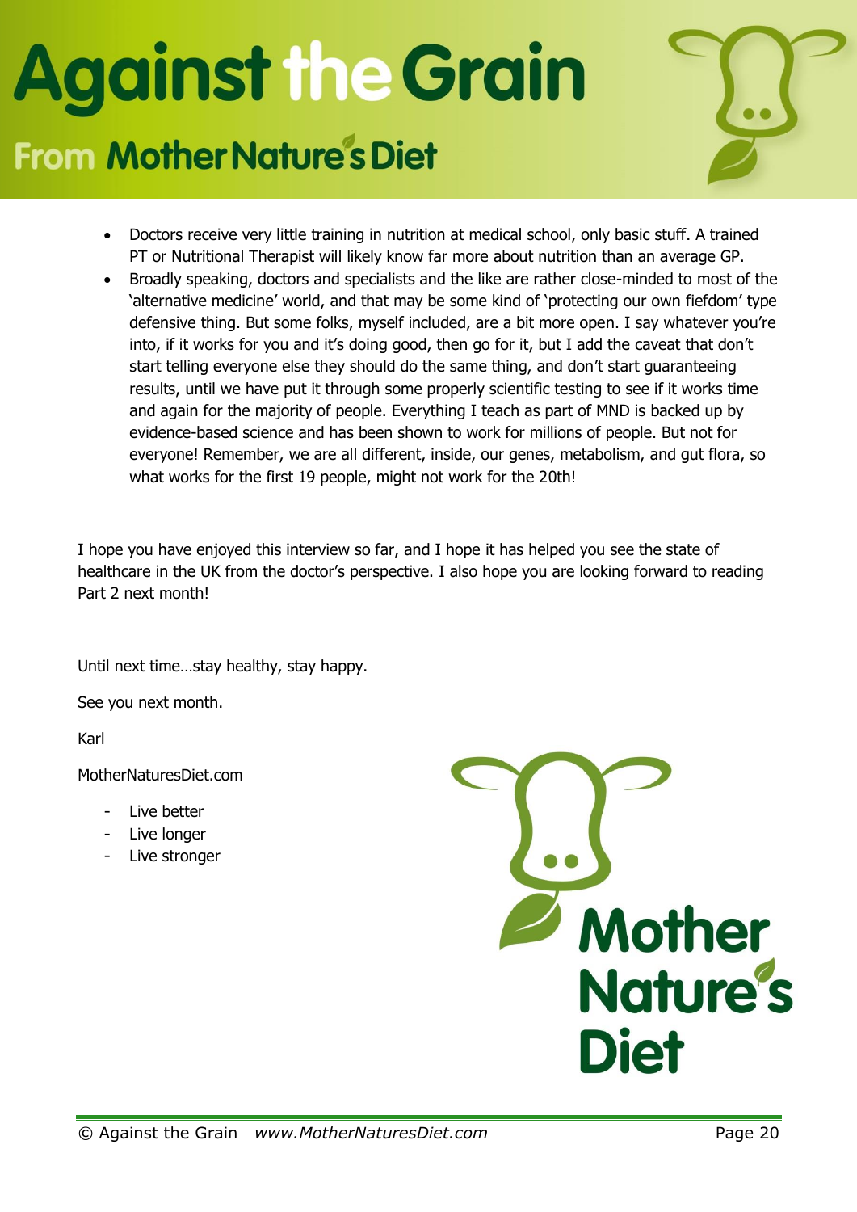- Doctors receive very little training in nutrition at medical school, only basic stuff. A trained PT or Nutritional Therapist will likely know far more about nutrition than an average GP.
- Broadly speaking, doctors and specialists and the like are rather close-minded to most of the 'alternative medicine' world, and that may be some kind of 'protecting our own fiefdom' type defensive thing. But some folks, myself included, are a bit more open. I say whatever you're into, if it works for you and it's doing good, then go for it, but I add the caveat that don't start telling everyone else they should do the same thing, and don't start guaranteeing results, until we have put it through some properly scientific testing to see if it works time and again for the majority of people. Everything I teach as part of MND is backed up by evidence-based science and has been shown to work for millions of people. But not for everyone! Remember, we are all different, inside, our genes, metabolism, and gut flora, so what works for the first 19 people, might not work for the 20th!

I hope you have enjoyed this interview so far, and I hope it has helped you see the state of healthcare in the UK from the doctor's perspective. I also hope you are looking forward to reading Part 2 next month!

Until next time…stay healthy, stay happy.

See you next month.

Karl

MotherNaturesDiet.com

- Live better
- Live longer
- Live stronger

Mother Nature's Diet